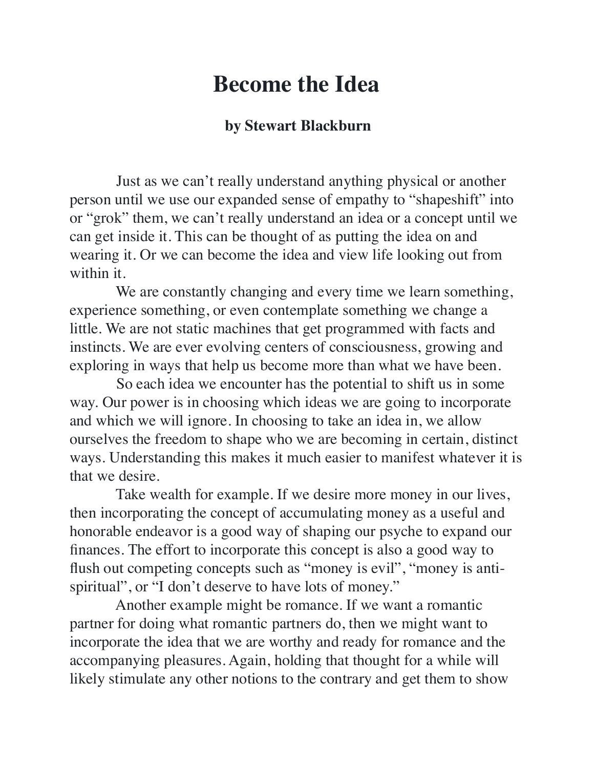# Become the Idea

**by Stewart Blackburn**

Just as we can't really understand anything physical or another person until we use our expanded sense of empathy to "shapeshift" into or "grok" them, we can't really understand an idea or a concept until we can get inside it. This can be thought of as putting the idea on and wearing it. Or we can become the idea and view life looking out from within it.

We are constantly changing and every time we learn something, experience something, or even contemplate something we change a little. We are not static machines that get programmed with facts and instincts. We are ever evolving centers of consciousness, growing and exploring in ways that help us become more than what we have been.

So each idea we encounter has the potential to shift us in some way. Our power is in choosing which ideas we are going to incorporate and which we will ignore. In choosing to take an idea in, we allow ourselves the freedom to shape who we are becoming in certain, distinct ways. Understanding this makes it much easier to manifest whatever it is that we desire.

Take wealth for example. If we desire more money in our lives, then incorporating the concept of accumulating money as a useful and honorable endeavor is a good way of shaping our psyche to expand our finances. The effort to incorporate this concept is also a good way to flush out competing concepts such as "money is evil", "money is anti-spiritual", or "I don't deserve to have lots of money."

Another example might be romance. If we want a romantic partner for doing what romantic partners do, then we might want to incorporate the idea that we are worthy and ready for romance and the accompanying pleasures. Again, holding that thought for a while will likely stimulate any other notions to the contrary and get them to show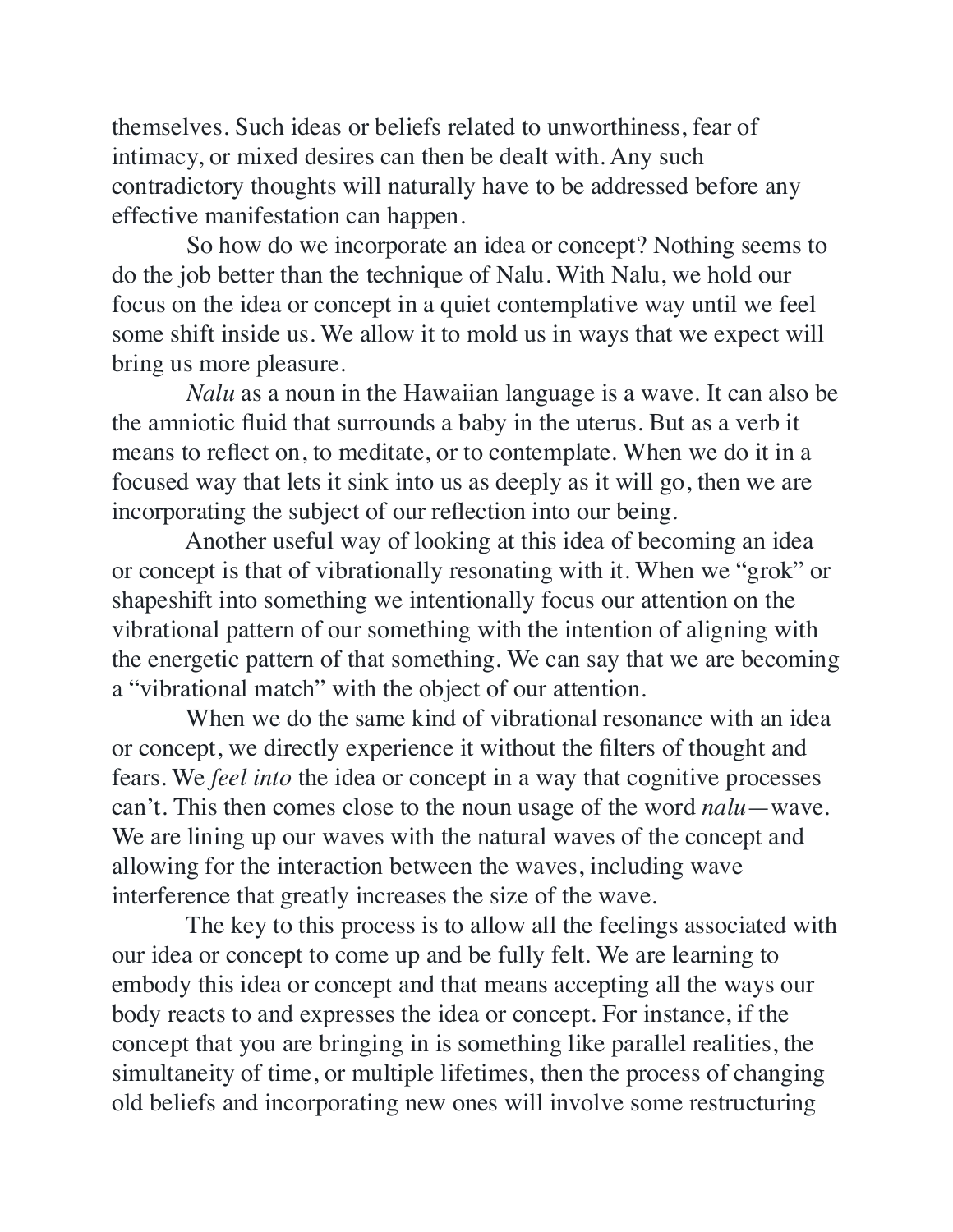themselves. Such ideas or beliefs related to unworthiness, fear of intimacy, or mixed desires can then be dealt with. Any such contradictory thoughts will naturally have to be addressed before any effective manifestation can happen.

So how do we incorporate an idea or concept? Nothing seems to do the job better than the technique of Nalu. With Nalu, we hold our focus on the idea or concept in a quiet contemplative way until we feel some shift inside us. We allow it to mold us in ways that we expect will bring us more pleasure.

*Nalu* as a noun in the Hawaiian language is a wave. It can also be the amniotic fluid that surrounds a baby in the uterus. But as a verb it means to reflect on, to meditate, or to contemplate. When we do it in a focused way that lets it sink into us as deeply as it will go, then we are incorporating the subject of our reflection into our being.

Another useful way of looking at this idea of becoming an idea or concept is that of vibrationally resonating with it. When we "grok" or shapeshift into something we intentionally focus our attention on the vibrational pattern of our something with the intention of aligning with the energetic pattern of that something. We can say that we are becoming a "vibrational match" with the object of our attention.

When we do the same kind of vibrational resonance with an idea or concept, we directly experience it without the filters of thought and fears. We *feel into* the idea or concept in a way that cognitive processes can't. This then comes close to the noun usage of the word *nalu*—wave. We are lining up our waves with the natural waves of the concept and allowing for the interaction between the waves, including wave interference that greatly increases the size of the wave.

The key to this process is to allow all the feelings associated with our idea or concept to come up and be fully felt. We are learning to embody this idea or concept and that means accepting all the ways our body reacts to and expresses the idea or concept. For instance, if the concept that you are bringing in is something like parallel realities, the simultaneity of time, or multiple lifetimes, then the process of changing old beliefs and incorporating new ones will involve some restructuring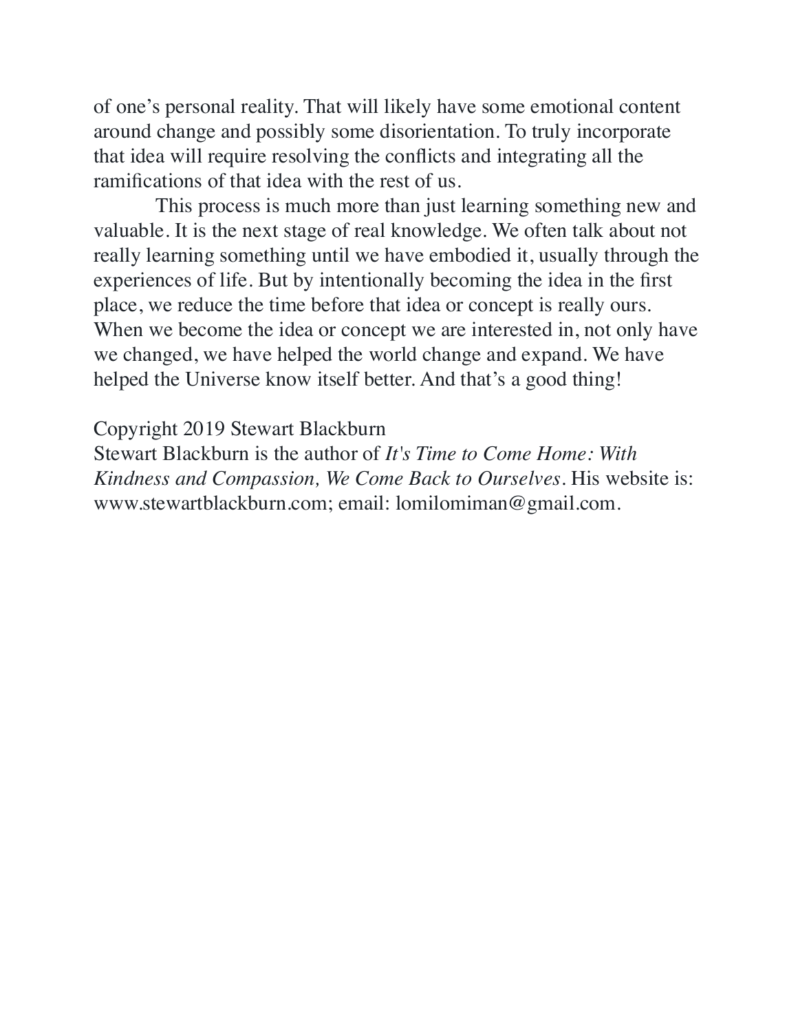of one's personal reality. That will likely have some emotional content around change and possibly some disorientation. To truly incorporate that idea will require resolving the conflicts and integrating all the ramifications of that idea with the rest of us.

This process is much more than just learning something new and valuable. It is the next stage of real knowledge. We often talk about not really learning something until we have embodied it, usually through the experiences of life. But by intentionally becoming the idea in the first place, we reduce the time before that idea or concept is really ours. When we become the idea or concept we are interested in, not only have we changed, we have helped the world change and expand. We have helped the Universe know itself better. And that's a good thing!

Copyright 2019 Stewart Blackburn
Stewart Blackburn is the author of *It's Time to Come Home: With Kindness and Compassion, We Come Back to Ourselves*. His website is: www.stewartblackburn.com; email: lomilomiman@gmail.com.